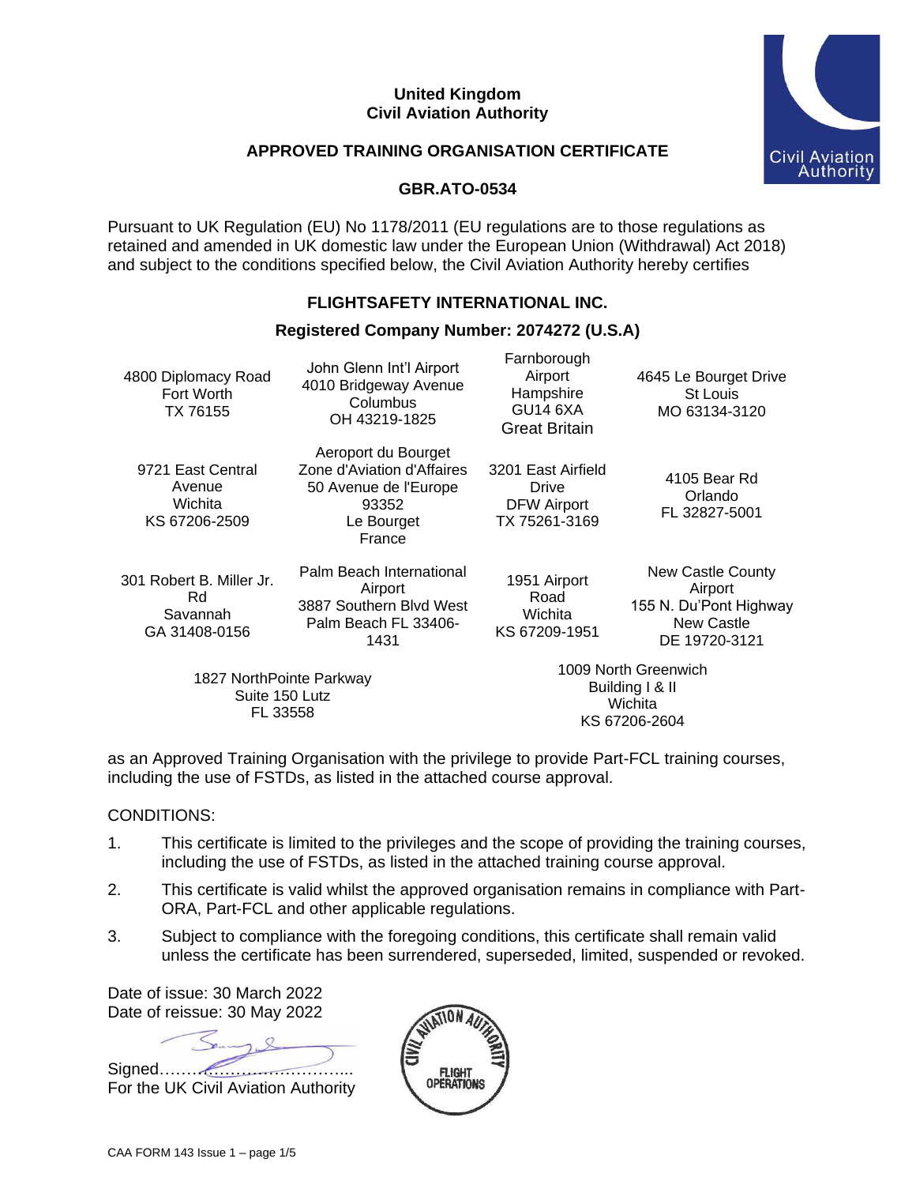**United Kingdom**
**Civil Aviation Authority**

## APPROVED TRAINING ORGANISATION CERTIFICATE

**GBR.ATO-0534**

Pursuant to UK Regulation (EU) No 1178/2011 (EU regulations are to those regulations as retained and amended in UK domestic law under the European Union (Withdrawal) Act 2018) and subject to the conditions specified below, the Civil Aviation Authority hereby certifies

**FLIGHTSAFETY INTERNATIONAL INC.**

**Registered Company Number: 2074272 (U.S.A)**

| | | | |
|---|---|---|---|
| 4800 Diplomacy Road<br>Fort Worth<br>TX 76155 | John Glenn Int'l Airport<br>4010 Bridgeway Avenue<br>Columbus<br>OH 43219-1825 | Farnborough<br>Airport<br>Hampshire<br>GU14 6XA<br>Great Britain | 4645 Le Bourget Drive<br>St Louis<br>MO 63134-3120 |
| 9721 East Central<br>Avenue<br>Wichita<br>KS 67206-2509 | Aeroport du Bourget<br>Zone d'Aviation d'Affaires<br>50 Avenue de l'Europe<br>93352<br>Le Bourget<br>France | 3201 East Airfield<br>Drive<br>DFW Airport<br>TX 75261-3169 | 4105 Bear Rd<br>Orlando<br>FL 32827-5001 |
| 301 Robert B. Miller Jr.<br>Rd<br>Savannah<br>GA 31408-0156 | Palm Beach International<br>Airport<br>3887 Southern Blvd West<br>Palm Beach FL 33406-<br>1431 | 1951 Airport<br>Road<br>Wichita<br>KS 67209-1951 | New Castle County<br>Airport<br>155 N. Du'Pont Highway<br>New Castle<br>DE 19720-3121 |
| 1827 NorthPointe Parkway<br>Suite 150 Lutz<br>FL 33558 | | 1009 North Greenwich<br>Building I & II<br>Wichita<br>KS 67206-2604 | |

as an Approved Training Organisation with the privilege to provide Part-FCL training courses, including the use of FSTDs, as listed in the attached course approval.

CONDITIONS:

1. This certificate is limited to the privileges and the scope of providing the training courses, including the use of FSTDs, as listed in the attached training course approval.
2. This certificate is valid whilst the approved organisation remains in compliance with Part-ORA, Part-FCL and other applicable regulations.
3. Subject to compliance with the foregoing conditions, this certificate shall remain valid unless the certificate has been surrendered, superseded, limited, suspended or revoked.

Date of issue: 30 March 2022
Date of reissue: 30 May 2022

Signed………………………………..
For the UK Civil Aviation Authority

CIVIL AVIATION AUTHORITY FLIGHT OPERATIONS

CAA FORM 143 Issue 1 – page 1/5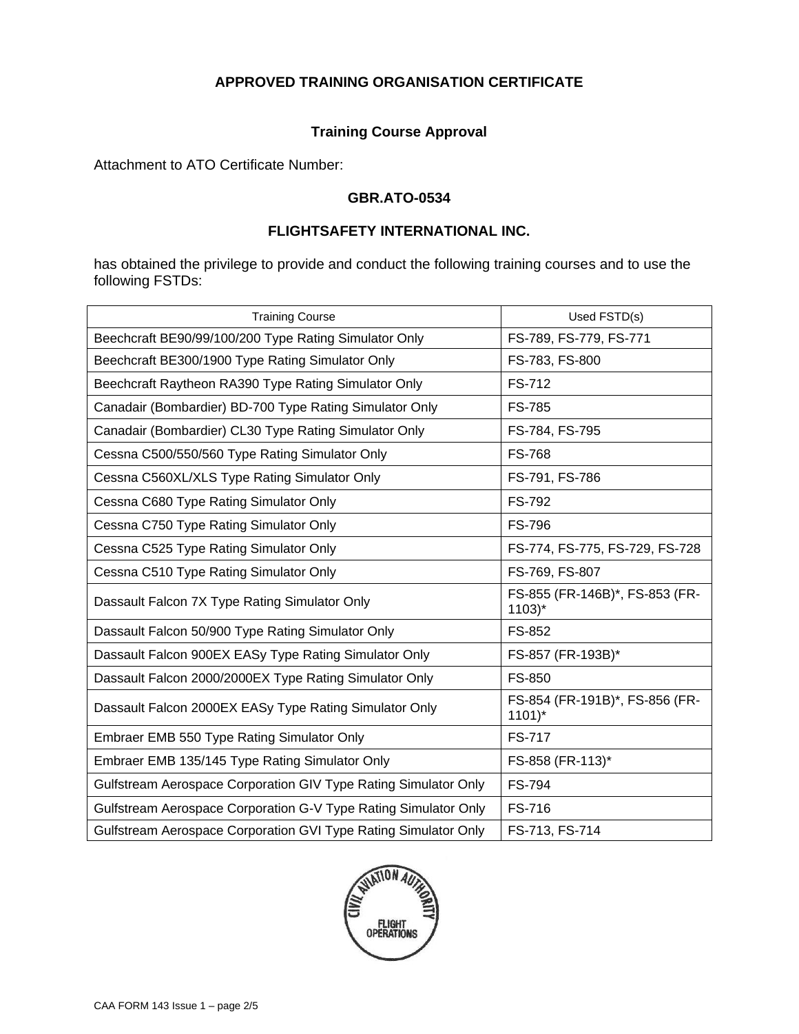**APPROVED TRAINING ORGANISATION CERTIFICATE**

**Training Course Approval**

Attachment to ATO Certificate Number:

**GBR.ATO-0534**

**FLIGHTSAFETY INTERNATIONAL INC.**

has obtained the privilege to provide and conduct the following training courses and to use the following FSTDs:

| Training Course | Used FSTD(s) |
|---|---|
| Beechcraft BE90/99/100/200 Type Rating Simulator Only | FS-789, FS-779, FS-771 |
| Beechcraft BE300/1900 Type Rating Simulator Only | FS-783, FS-800 |
| Beechcraft Raytheon RA390 Type Rating Simulator Only | FS-712 |
| Canadair (Bombardier) BD-700 Type Rating Simulator Only | FS-785 |
| Canadair (Bombardier) CL30 Type Rating Simulator Only | FS-784, FS-795 |
| Cessna C500/550/560 Type Rating Simulator Only | FS-768 |
| Cessna C560XL/XLS Type Rating Simulator Only | FS-791, FS-786 |
| Cessna C680 Type Rating Simulator Only | FS-792 |
| Cessna C750 Type Rating Simulator Only | FS-796 |
| Cessna C525 Type Rating Simulator Only | FS-774, FS-775, FS-729, FS-728 |
| Cessna C510 Type Rating Simulator Only | FS-769, FS-807 |
| Dassault Falcon 7X Type Rating Simulator Only | FS-855 (FR-146B)*, FS-853 (FR-1103)* |
| Dassault Falcon 50/900 Type Rating Simulator Only | FS-852 |
| Dassault Falcon 900EX EASy Type Rating Simulator Only | FS-857 (FR-193B)* |
| Dassault Falcon 2000/2000EX Type Rating Simulator Only | FS-850 |
| Dassault Falcon 2000EX EASy Type Rating Simulator Only | FS-854 (FR-191B)*, FS-856 (FR-1101)* |
| Embraer EMB 550 Type Rating Simulator Only | FS-717 |
| Embraer EMB 135/145 Type Rating Simulator Only | FS-858 (FR-113)* |
| Gulfstream Aerospace Corporation GIV Type Rating Simulator Only | FS-794 |
| Gulfstream Aerospace Corporation G-V Type Rating Simulator Only | FS-716 |
| Gulfstream Aerospace Corporation GVI Type Rating Simulator Only | FS-713, FS-714 |

CIVIL AVIATION AUTHORITY FLIGHT OPERATIONS

CAA FORM 143 Issue 1 – page 2/5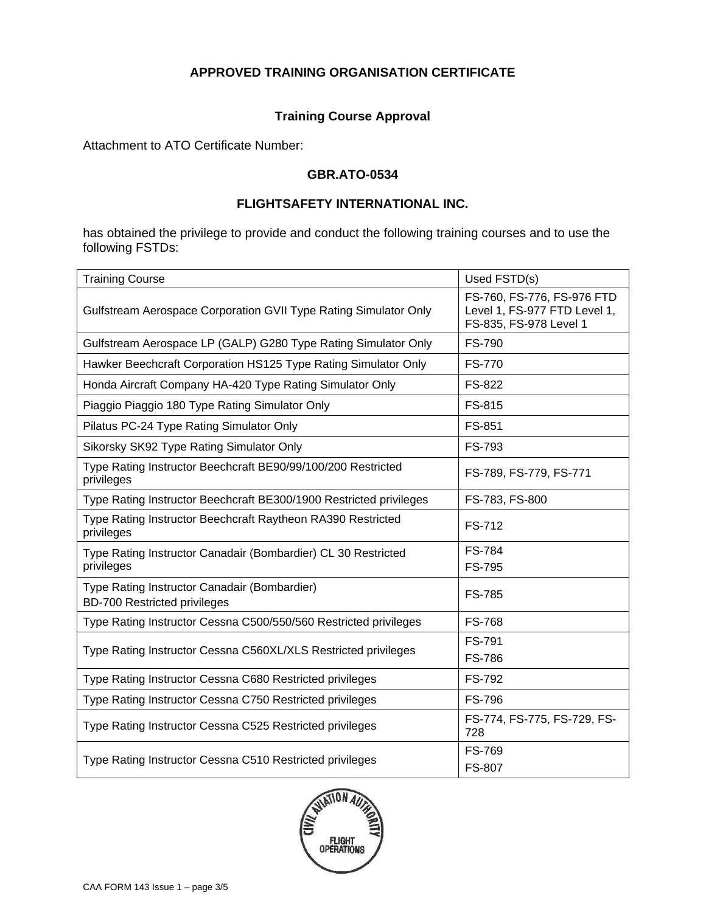**APPROVED TRAINING ORGANISATION CERTIFICATE**

**Training Course Approval**

Attachment to ATO Certificate Number:

**GBR.ATO-0534**

**FLIGHTSAFETY INTERNATIONAL INC.**

has obtained the privilege to provide and conduct the following training courses and to use the following FSTDs:

| Training Course | Used FSTD(s) |
|---|---|
| Gulfstream Aerospace Corporation GVII Type Rating Simulator Only | FS-760, FS-776, FS-976 FTD Level 1, FS-977 FTD Level 1, FS-835, FS-978 Level 1 |
| Gulfstream Aerospace LP (GALP) G280 Type Rating Simulator Only | FS-790 |
| Hawker Beechcraft Corporation HS125 Type Rating Simulator Only | FS-770 |
| Honda Aircraft Company HA-420 Type Rating Simulator Only | FS-822 |
| Piaggio Piaggio 180 Type Rating Simulator Only | FS-815 |
| Pilatus PC-24 Type Rating Simulator Only | FS-851 |
| Sikorsky SK92 Type Rating Simulator Only | FS-793 |
| Type Rating Instructor Beechcraft BE90/99/100/200 Restricted privileges | FS-789, FS-779, FS-771 |
| Type Rating Instructor Beechcraft BE300/1900 Restricted privileges | FS-783, FS-800 |
| Type Rating Instructor Beechcraft Raytheon RA390 Restricted privileges | FS-712 |
| Type Rating Instructor Canadair (Bombardier) CL 30 Restricted privileges | FS-784<br>FS-795 |
| Type Rating Instructor Canadair (Bombardier)<br>BD-700 Restricted privileges | FS-785 |
| Type Rating Instructor Cessna C500/550/560 Restricted privileges | FS-768 |
| Type Rating Instructor Cessna C560XL/XLS Restricted privileges | FS-791<br>FS-786 |
| Type Rating Instructor Cessna C680 Restricted privileges | FS-792 |
| Type Rating Instructor Cessna C750 Restricted privileges | FS-796 |
| Type Rating Instructor Cessna C525 Restricted privileges | FS-774, FS-775, FS-729, FS-728 |
| Type Rating Instructor Cessna C510 Restricted privileges | FS-769<br>FS-807 |

CAA FORM 143 Issue 1 – page 3/5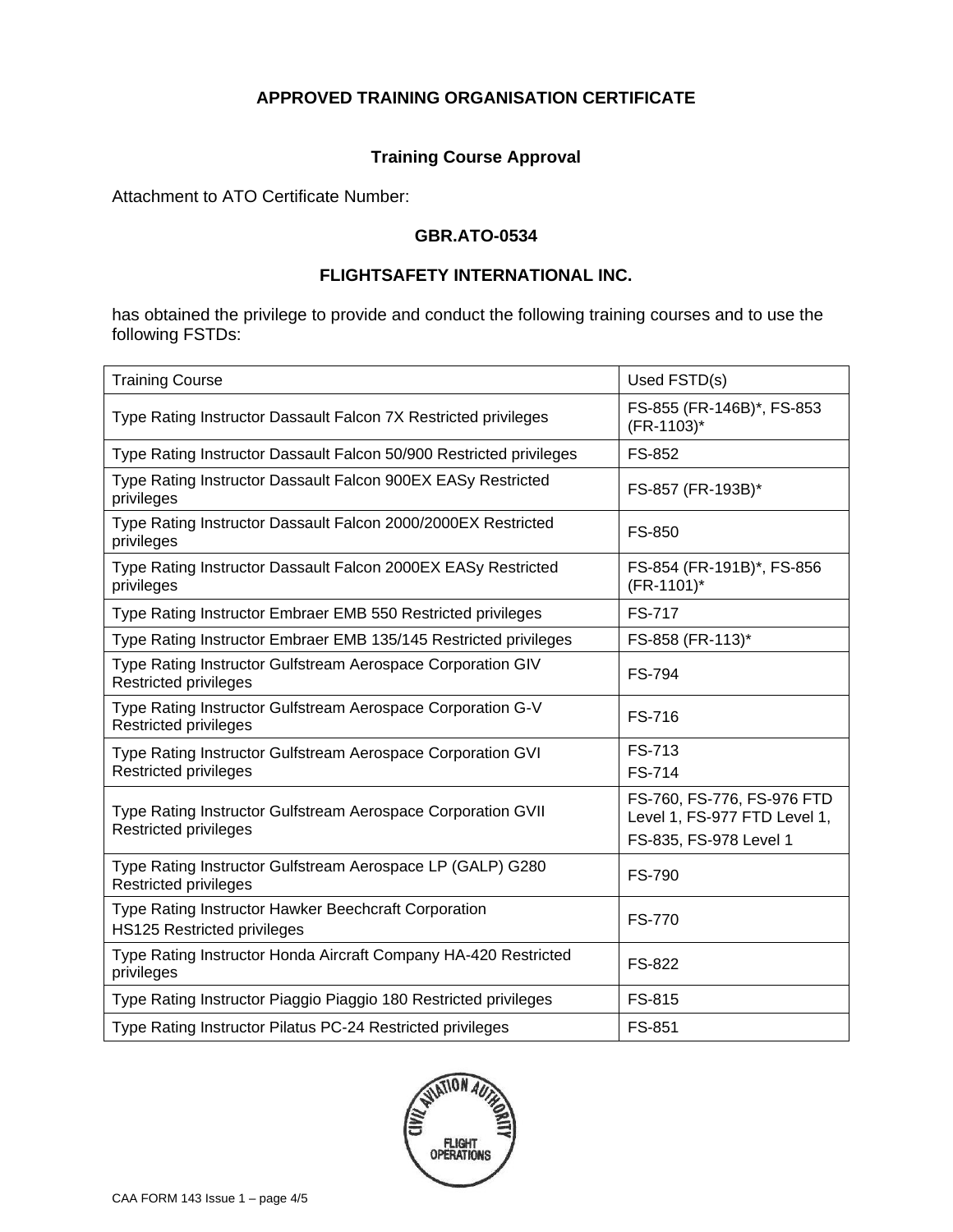**APPROVED TRAINING ORGANISATION CERTIFICATE**

**Training Course Approval**

Attachment to ATO Certificate Number:

**GBR.ATO-0534**

**FLIGHTSAFETY INTERNATIONAL INC.**

has obtained the privilege to provide and conduct the following training courses and to use the following FSTDs:

| Training Course | Used FSTD(s) |
|---|---|
| Type Rating Instructor Dassault Falcon 7X Restricted privileges | FS-855 (FR-146B)*, FS-853 (FR-1103)* |
| Type Rating Instructor Dassault Falcon 50/900 Restricted privileges | FS-852 |
| Type Rating Instructor Dassault Falcon 900EX EASy Restricted privileges | FS-857 (FR-193B)* |
| Type Rating Instructor Dassault Falcon 2000/2000EX Restricted privileges | FS-850 |
| Type Rating Instructor Dassault Falcon 2000EX EASy Restricted privileges | FS-854 (FR-191B)*, FS-856 (FR-1101)* |
| Type Rating Instructor Embraer EMB 550 Restricted privileges | FS-717 |
| Type Rating Instructor Embraer EMB 135/145 Restricted privileges | FS-858 (FR-113)* |
| Type Rating Instructor Gulfstream Aerospace Corporation GIV Restricted privileges | FS-794 |
| Type Rating Instructor Gulfstream Aerospace Corporation G-V Restricted privileges | FS-716 |
| Type Rating Instructor Gulfstream Aerospace Corporation GVI Restricted privileges | FS-713<br>FS-714 |
| Type Rating Instructor Gulfstream Aerospace Corporation GVII Restricted privileges | FS-760, FS-776, FS-976 FTD Level 1, FS-977 FTD Level 1,<br>FS-835, FS-978 Level 1 |
| Type Rating Instructor Gulfstream Aerospace LP (GALP) G280 Restricted privileges | FS-790 |
| Type Rating Instructor Hawker Beechcraft Corporation HS125 Restricted privileges | FS-770 |
| Type Rating Instructor Honda Aircraft Company HA-420 Restricted privileges | FS-822 |
| Type Rating Instructor Piaggio Piaggio 180 Restricted privileges | FS-815 |
| Type Rating Instructor Pilatus PC-24 Restricted privileges | FS-851 |

CIVIL AVIATION AUTHORITY FLIGHT OPERATIONS

CAA FORM 143 Issue 1 – page 4/5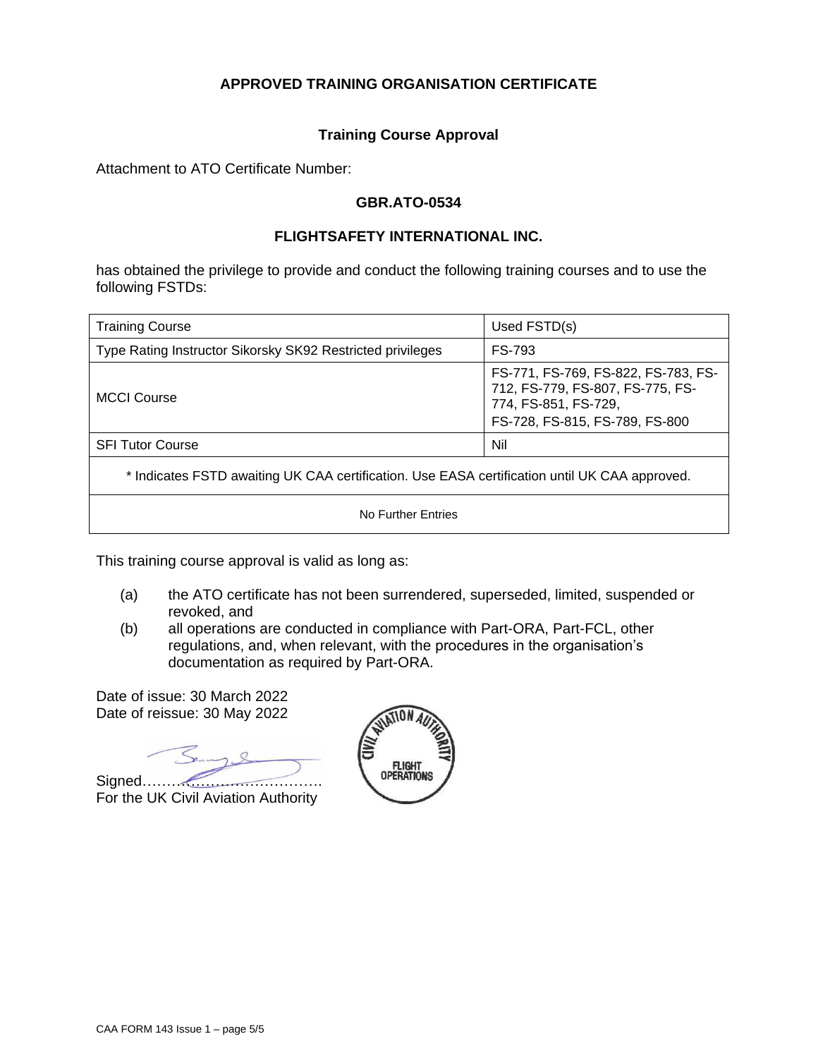**APPROVED TRAINING ORGANISATION CERTIFICATE**

**Training Course Approval**

Attachment to ATO Certificate Number:

**GBR.ATO-0534**

**FLIGHTSAFETY INTERNATIONAL INC.**

has obtained the privilege to provide and conduct the following training courses and to use the following FSTDs:

| Training Course | Used FSTD(s) |
|---|---|
| Type Rating Instructor Sikorsky SK92 Restricted privileges | FS-793 |
| MCCI Course | FS-771, FS-769, FS-822, FS-783, FS-712, FS-779, FS-807, FS-775, FS-774, FS-851, FS-729, FS-728, FS-815, FS-789, FS-800 |
| SFI Tutor Course | Nil |
| * Indicates FSTD awaiting UK CAA certification. Use EASA certification until UK CAA approved. | |
| No Further Entries | |

This training course approval is valid as long as:

(a) the ATO certificate has not been surrendered, superseded, limited, suspended or revoked, and

(b) all operations are conducted in compliance with Part-ORA, Part-FCL, other regulations, and, when relevant, with the procedures in the organisation's documentation as required by Part-ORA.

Date of issue: 30 March 2022
Date of reissue: 30 May 2022

Signed…………………………….
For the UK Civil Aviation Authority

CIVIL AVIATION AUTHORITY FLIGHT OPERATIONS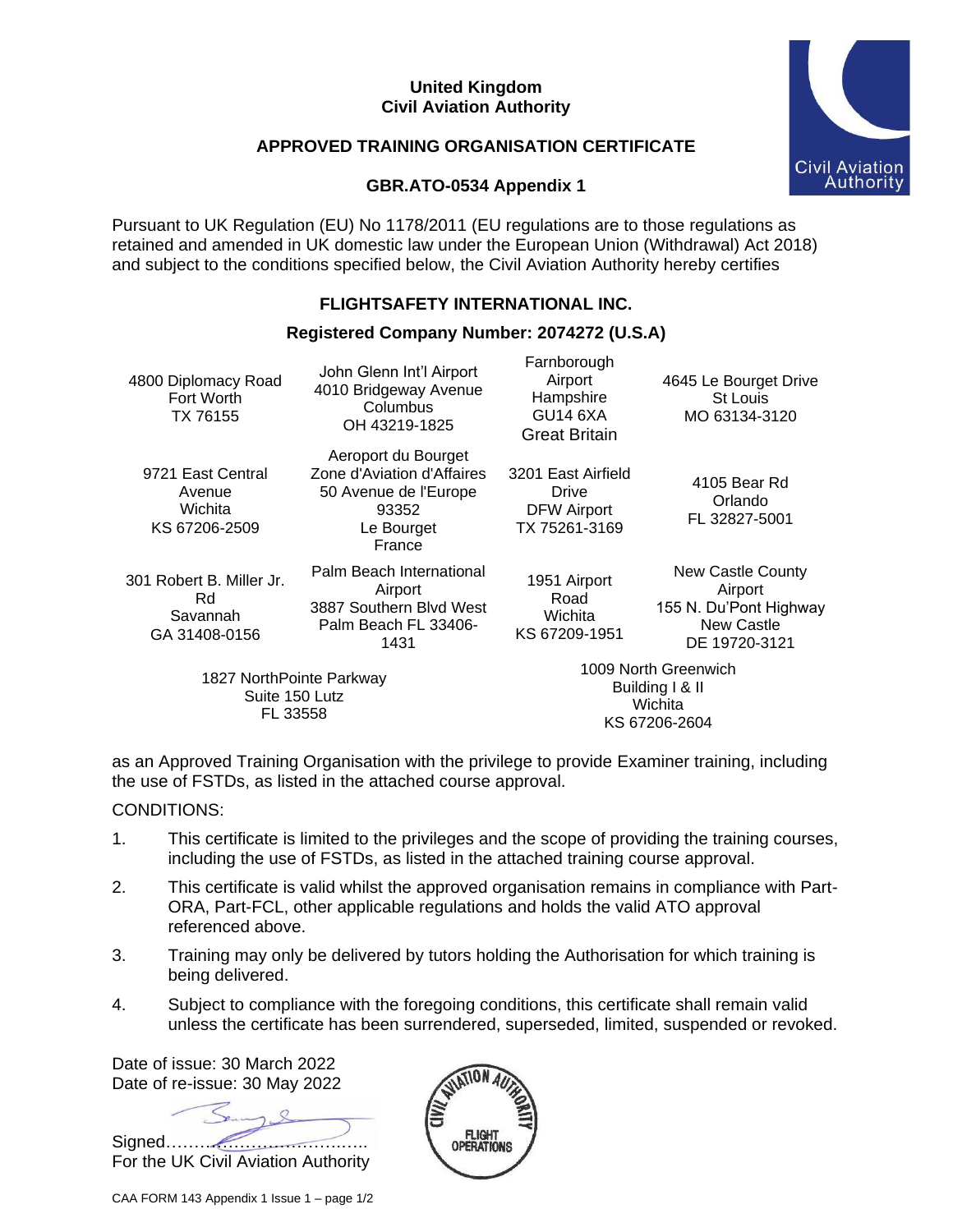**United Kingdom**
**Civil Aviation Authority**

## APPROVED TRAINING ORGANISATION CERTIFICATE

### GBR.ATO-0534 Appendix 1

Pursuant to UK Regulation (EU) No 1178/2011 (EU regulations are to those regulations as retained and amended in UK domestic law under the European Union (Withdrawal) Act 2018) and subject to the conditions specified below, the Civil Aviation Authority hereby certifies

**FLIGHTSAFETY INTERNATIONAL INC.**

**Registered Company Number: 2074272 (U.S.A)**

| | | | |
|---|---|---|---|
| 4800 Diplomacy Road<br>Fort Worth<br>TX 76155 | John Glenn Int'l Airport<br>4010 Bridgeway Avenue<br>Columbus<br>OH 43219-1825 | Farnborough Airport<br>Hampshire<br>GU14 6XA<br>Great Britain | 4645 Le Bourget Drive<br>St Louis<br>MO 63134-3120 |
| 9721 East Central Avenue<br>Wichita<br>KS 67206-2509 | Aeroport du Bourget<br>Zone d'Aviation d'Affaires<br>50 Avenue de l'Europe<br>93352<br>Le Bourget<br>France | 3201 East Airfield Drive<br>DFW Airport<br>TX 75261-3169 | 4105 Bear Rd<br>Orlando<br>FL 32827-5001 |
| 301 Robert B. Miller Jr. Rd<br>Savannah<br>GA 31408-0156 | Palm Beach International Airport<br>3887 Southern Blvd West<br>Palm Beach FL 33406-1431 | 1951 Airport Road<br>Wichita<br>KS 67209-1951 | New Castle County Airport<br>155 N. Du'Pont Highway<br>New Castle<br>DE 19720-3121 |
| 1827 NorthPointe Parkway<br>Suite 150 Lutz<br>FL 33558 | | 1009 North Greenwich<br>Building I & II<br>Wichita<br>KS 67206-2604 | |

as an Approved Training Organisation with the privilege to provide Examiner training, including the use of FSTDs, as listed in the attached course approval.

CONDITIONS:

1. This certificate is limited to the privileges and the scope of providing the training courses, including the use of FSTDs, as listed in the attached training course approval.
2. This certificate is valid whilst the approved organisation remains in compliance with Part-ORA, Part-FCL, other applicable regulations and holds the valid ATO approval referenced above.
3. Training may only be delivered by tutors holding the Authorisation for which training is being delivered.
4. Subject to compliance with the foregoing conditions, this certificate shall remain valid unless the certificate has been surrendered, superseded, limited, suspended or revoked.

Date of issue: 30 March 2022
Date of re-issue: 30 May 2022

Signed……………………………..
For the UK Civil Aviation Authority

CIVIL AVIATION AUTHORITY FLIGHT OPERATIONS

CAA FORM 143 Appendix 1 Issue 1 – page 1/2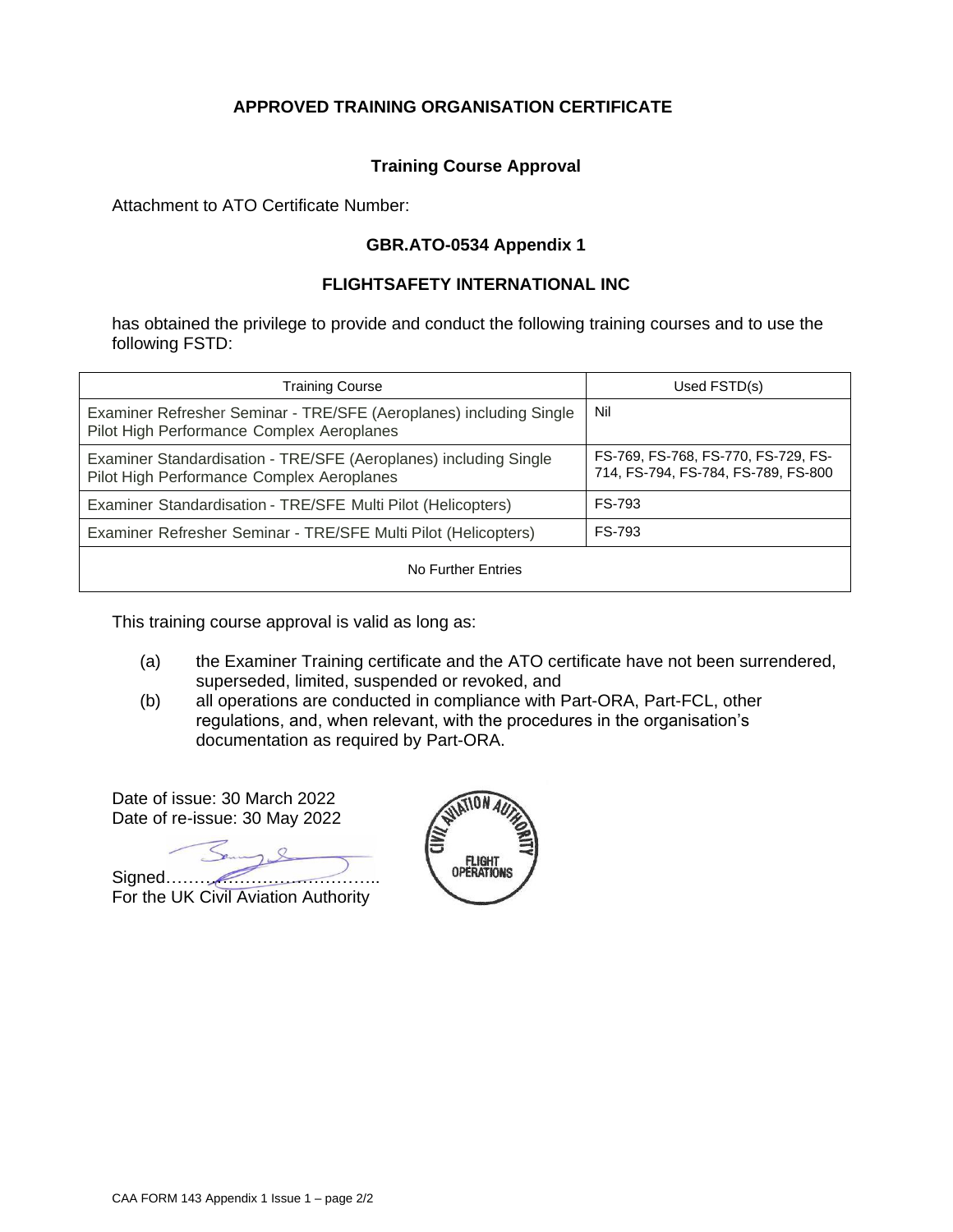## APPROVED TRAINING ORGANISATION CERTIFICATE

### Training Course Approval

Attachment to ATO Certificate Number:

**GBR.ATO-0534 Appendix 1**

**FLIGHTSAFETY INTERNATIONAL INC**

has obtained the privilege to provide and conduct the following training courses and to use the following FSTD:

| Training Course | Used FSTD(s) |
|---|---|
| Examiner Refresher Seminar - TRE/SFE (Aeroplanes) including Single Pilot High Performance Complex Aeroplanes | Nil |
| Examiner Standardisation - TRE/SFE (Aeroplanes) including Single Pilot High Performance Complex Aeroplanes | FS-769, FS-768, FS-770, FS-729, FS-714, FS-794, FS-784, FS-789, FS-800 |
| Examiner Standardisation - TRE/SFE Multi Pilot (Helicopters) | FS-793 |
| Examiner Refresher Seminar - TRE/SFE Multi Pilot (Helicopters) | FS-793 |
| No Further Entries | |

This training course approval is valid as long as:

(a) the Examiner Training certificate and the ATO certificate have not been surrendered, superseded, limited, suspended or revoked, and

(b) all operations are conducted in compliance with Part-ORA, Part-FCL, other regulations, and, when relevant, with the procedures in the organisation's documentation as required by Part-ORA.

Date of issue: 30 March 2022
Date of re-issue: 30 May 2022

Signed………………………………..
For the UK Civil Aviation Authority

CIVIL AVIATION AUTHORITY FLIGHT OPERATIONS

CAA FORM 143 Appendix 1 Issue 1 – page 2/2